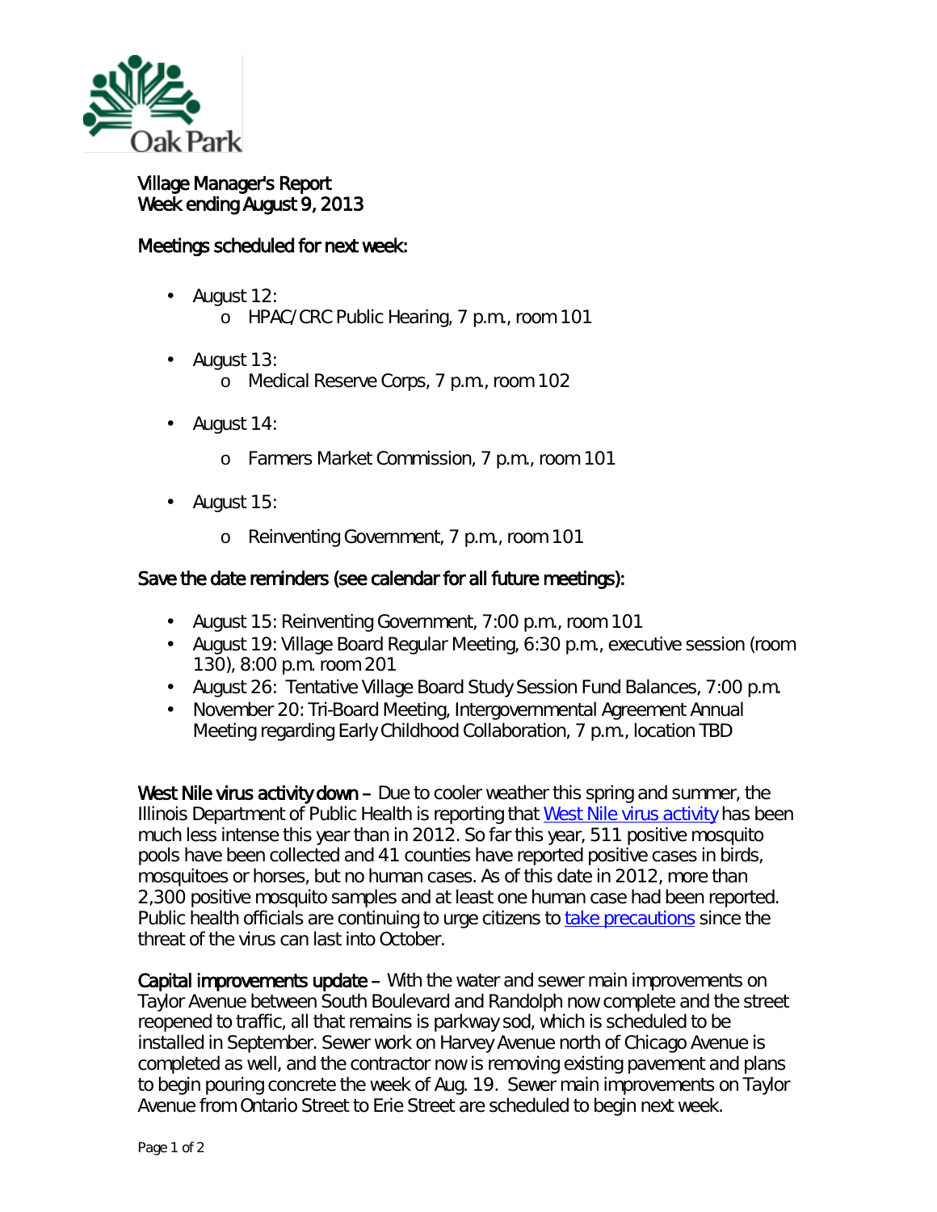Oak Park

# Village Manager's Report
Week ending August 9, 2013

## Meetings scheduled for next week:

- August 12:
  - HPAC/CRC Public Hearing, 7 p.m., room 101
- August 13:
  - Medical Reserve Corps, 7 p.m., room 102
- August 14:
  - Farmers Market Commission, 7 p.m., room 101
- August 15:
  - Reinventing Government, 7 p.m., room 101

## Save the date reminders (see calendar for all future meetings):

- August 15: Reinventing Government, 7:00 p.m., room 101
- August 19: Village Board Regular Meeting, 6:30 p.m., executive session (room 130), 8:00 p.m. room 201
- August 26: Tentative Village Board Study Session Fund Balances, 7:00 p.m.
- November 20: Tri-Board Meeting, Intergovernmental Agreement Annual Meeting regarding Early Childhood Collaboration, 7 p.m., location TBD

**West Nile virus activity down –** Due to cooler weather this spring and summer, the Illinois Department of Public Health is reporting that West Nile virus activity has been much less intense this year than in 2012. So far this year, 511 positive mosquito pools have been collected and 41 counties have reported positive cases in birds, mosquitoes or horses, but no human cases. As of this date in 2012, more than 2,300 positive mosquito samples and at least one human case had been reported. Public health officials are continuing to urge citizens to take precautions since the threat of the virus can last into October.

**Capital improvements update –** With the water and sewer main improvements on Taylor Avenue between South Boulevard and Randolph now complete and the street reopened to traffic, all that remains is parkway sod, which is scheduled to be installed in September. Sewer work on Harvey Avenue north of Chicago Avenue is completed as well, and the contractor now is removing existing pavement and plans to begin pouring concrete the week of Aug. 19. Sewer main improvements on Taylor Avenue from Ontario Street to Erie Street are scheduled to begin next week.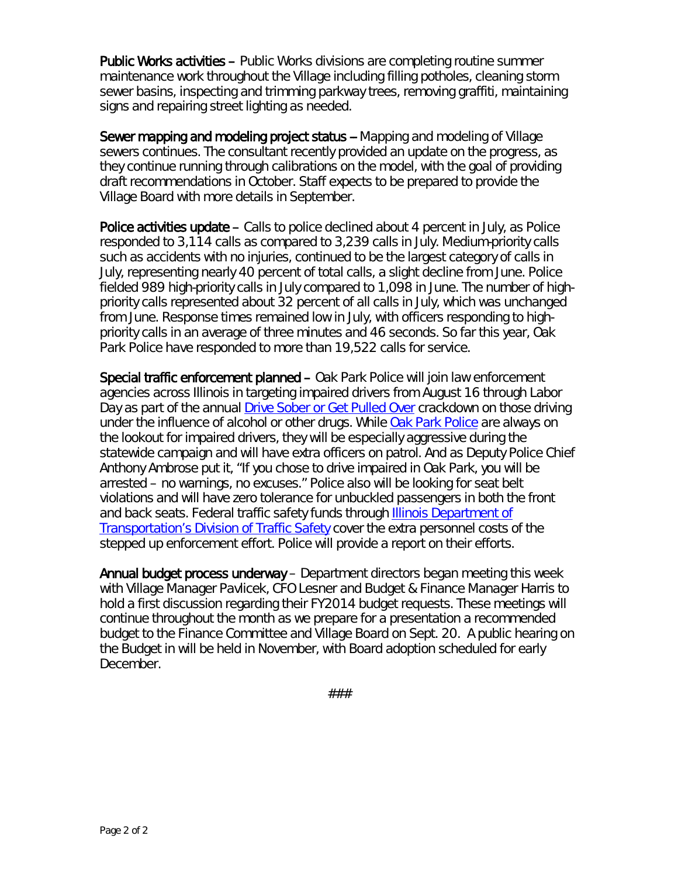**Public Works activities –** Public Works divisions are completing routine summer maintenance work throughout the Village including filling potholes, cleaning storm sewer basins, inspecting and trimming parkway trees, removing graffiti, maintaining signs and repairing street lighting as needed.

**Sewer mapping and modeling project status –** Mapping and modeling of Village sewers continues. The consultant recently provided an update on the progress, as they continue running through calibrations on the model, with the goal of providing draft recommendations in October. Staff expects to be prepared to provide the Village Board with more details in September.

**Police activities update** – Calls to police declined about 4 percent in July, as Police responded to 3,114 calls as compared to 3,239 calls in July. Medium-priority calls such as accidents with no injuries, continued to be the largest category of calls in July, representing nearly 40 percent of total calls, a slight decline from June. Police fielded 989 high-priority calls in July compared to 1,098 in June. The number of high-priority calls represented about 32 percent of all calls in July, which was unchanged from June. Response times remained low in July, with officers responding to high-priority calls in an average of three minutes and 46 seconds. So far this year, Oak Park Police have responded to more than 19,522 calls for service.

**Special traffic enforcement planned –** Oak Park Police will join law enforcement agencies across Illinois in targeting impaired drivers from August 16 through Labor Day as part of the annual Drive Sober or Get Pulled Over crackdown on those driving under the influence of alcohol or other drugs. While Oak Park Police are always on the lookout for impaired drivers, they will be especially aggressive during the statewide campaign and will have extra officers on patrol. And as Deputy Police Chief Anthony Ambrose put it, "If you chose to drive impaired in Oak Park, you will be arrested – no warnings, no excuses." Police also will be looking for seat belt violations and will have zero tolerance for unbuckled passengers in both the front and back seats. Federal traffic safety funds through Illinois Department of Transportation's Division of Traffic Safety cover the extra personnel costs of the stepped up enforcement effort. Police will provide a report on their efforts.

**Annual budget process underway** – Department directors began meeting this week with Village Manager Pavlicek, CFO Lesner and Budget & Finance Manager Harris to hold a first discussion regarding their FY2014 budget requests. These meetings will continue throughout the month as we prepare for a presentation a recommended budget to the Finance Committee and Village Board on Sept. 20. A public hearing on the Budget in will be held in November, with Board adoption scheduled for early December.

###